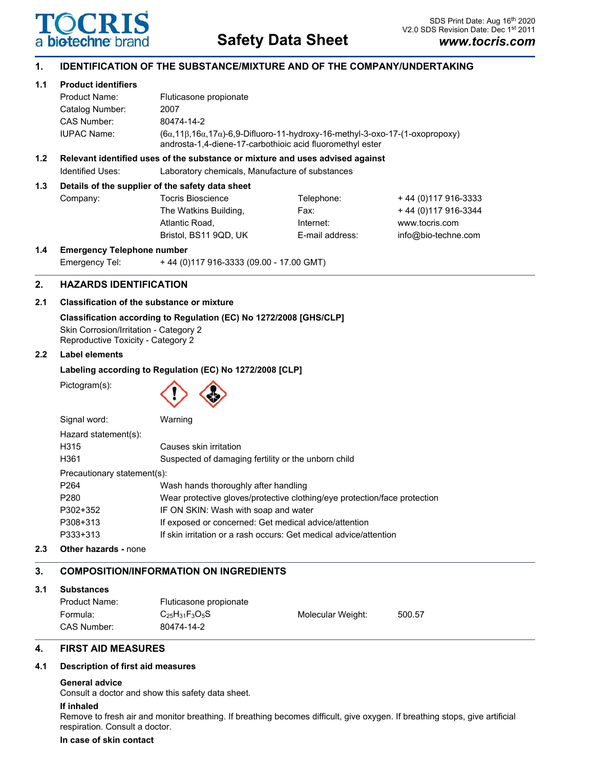TOCRIS a biotechne brand

# Safety Data Sheet

SDS Print Date: Aug 16th 2020
V2.0 SDS Revision Date: Dec 1st 2011
**www.tocris.com**

## 1. IDENTIFICATION OF THE SUBSTANCE/MIXTURE AND OF THE COMPANY/UNDERTAKING

### 1.1 Product identifiers

| | |
|---|---|
| Product Name: | Fluticasone propionate |
| Catalog Number: | 2007 |
| CAS Number: | 80474-14-2 |
| IUPAC Name: | (6α,11β,16α,17α)-6,9-Difluoro-11-hydroxy-16-methyl-3-oxo-17-(1-oxopropoxy) androsta-1,4-diene-17-carbothioic acid fluoromethyl ester |

### 1.2 Relevant identified uses of the substance or mixture and uses advised against

Identified Uses: Laboratory chemicals, Manufacture of substances

### 1.3 Details of the supplier of the safety data sheet

| Company: | Tocris Bioscience | Telephone: | + 44 (0)117 916-3333 |
|---|---|---|---|
| | The Watkins Building, | Fax: | + 44 (0)117 916-3344 |
| | Atlantic Road, | Internet: | www.tocris.com |
| | Bristol, BS11 9QD, UK | E-mail address: | info@bio-techne.com |

### 1.4 Emergency Telephone number

Emergency Tel: + 44 (0)117 916-3333 (09.00 - 17.00 GMT)

## 2. HAZARDS IDENTIFICATION

### 2.1 Classification of the substance or mixture

**Classification according to Regulation (EC) No 1272/2008 [GHS/CLP]**

Skin Corrosion/Irritation - Category 2
Reproductive Toxicity - Category 2

### 2.2 Label elements

**Labeling according to Regulation (EC) No 1272/2008 [CLP]**

Pictogram(s):

Signal word: Warning

Hazard statement(s):

| | |
|---|---|
| H315 | Causes skin irritation |
| H361 | Suspected of damaging fertility or the unborn child |

Precautionary statement(s):

| | |
|---|---|
| P264 | Wash hands thoroughly after handling |
| P280 | Wear protective gloves/protective clothing/eye protection/face protection |
| P302+352 | IF ON SKIN: Wash with soap and water |
| P308+313 | If exposed or concerned: Get medical advice/attention |
| P333+313 | If skin irritation or a rash occurs: Get medical advice/attention |

### 2.3 Other hazards - none

## 3. COMPOSITION/INFORMATION ON INGREDIENTS

### 3.1 Substances

| | | | |
|---|---|---|---|
| Product Name: | Fluticasone propionate | | |
| Formula: | $C_{25}H_{31}F_3O_5S$ | Molecular Weight: | 500.57 |
| CAS Number: | 80474-14-2 | | |

## 4. FIRST AID MEASURES

### 4.1 Description of first aid measures

**General advice**
Consult a doctor and show this safety data sheet.

**If inhaled**
Remove to fresh air and monitor breathing. If breathing becomes difficult, give oxygen. If breathing stops, give artificial respiration. Consult a doctor.

**In case of skin contact**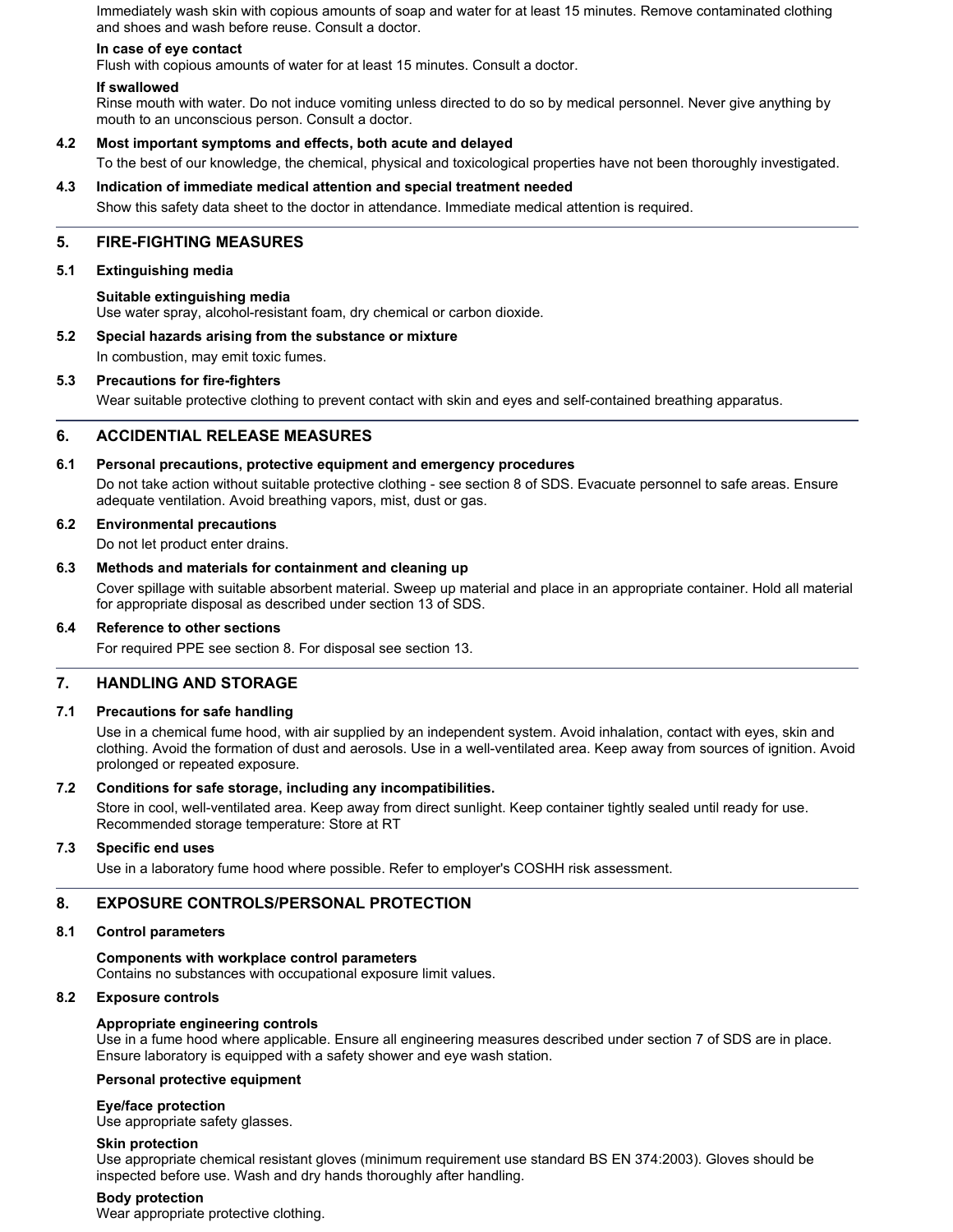Immediately wash skin with copious amounts of soap and water for at least 15 minutes. Remove contaminated clothing and shoes and wash before reuse. Consult a doctor.

**In case of eye contact**
Flush with copious amounts of water for at least 15 minutes. Consult a doctor.

**If swallowed**
Rinse mouth with water. Do not induce vomiting unless directed to do so by medical personnel. Never give anything by mouth to an unconscious person. Consult a doctor.

### 4.2 Most important symptoms and effects, both acute and delayed

To the best of our knowledge, the chemical, physical and toxicological properties have not been thoroughly investigated.

### 4.3 Indication of immediate medical attention and special treatment needed

Show this safety data sheet to the doctor in attendance. Immediate medical attention is required.

## 5. FIRE-FIGHTING MEASURES

### 5.1 Extinguishing media

**Suitable extinguishing media**
Use water spray, alcohol-resistant foam, dry chemical or carbon dioxide.

### 5.2 Special hazards arising from the substance or mixture

In combustion, may emit toxic fumes.

### 5.3 Precautions for fire-fighters

Wear suitable protective clothing to prevent contact with skin and eyes and self-contained breathing apparatus.

## 6. ACCIDENTIAL RELEASE MEASURES

### 6.1 Personal precautions, protective equipment and emergency procedures

Do not take action without suitable protective clothing - see section 8 of SDS. Evacuate personnel to safe areas. Ensure adequate ventilation. Avoid breathing vapors, mist, dust or gas.

### 6.2 Environmental precautions

Do not let product enter drains.

### 6.3 Methods and materials for containment and cleaning up

Cover spillage with suitable absorbent material. Sweep up material and place in an appropriate container. Hold all material for appropriate disposal as described under section 13 of SDS.

### 6.4 Reference to other sections

For required PPE see section 8. For disposal see section 13.

## 7. HANDLING AND STORAGE

### 7.1 Precautions for safe handling

Use in a chemical fume hood, with air supplied by an independent system. Avoid inhalation, contact with eyes, skin and clothing. Avoid the formation of dust and aerosols. Use in a well-ventilated area. Keep away from sources of ignition. Avoid prolonged or repeated exposure.

### 7.2 Conditions for safe storage, including any incompatibilities.

Store in cool, well-ventilated area. Keep away from direct sunlight. Keep container tightly sealed until ready for use.
Recommended storage temperature: Store at RT

### 7.3 Specific end uses

Use in a laboratory fume hood where possible. Refer to employer's COSHH risk assessment.

## 8. EXPOSURE CONTROLS/PERSONAL PROTECTION

### 8.1 Control parameters

**Components with workplace control parameters**
Contains no substances with occupational exposure limit values.

### 8.2 Exposure controls

**Appropriate engineering controls**
Use in a fume hood where applicable. Ensure all engineering measures described under section 7 of SDS are in place. Ensure laboratory is equipped with a safety shower and eye wash station.

**Personal protective equipment**

**Eye/face protection**
Use appropriate safety glasses.

**Skin protection**
Use appropriate chemical resistant gloves (minimum requirement use standard BS EN 374:2003). Gloves should be inspected before use. Wash and dry hands thoroughly after handling.

**Body protection**
Wear appropriate protective clothing.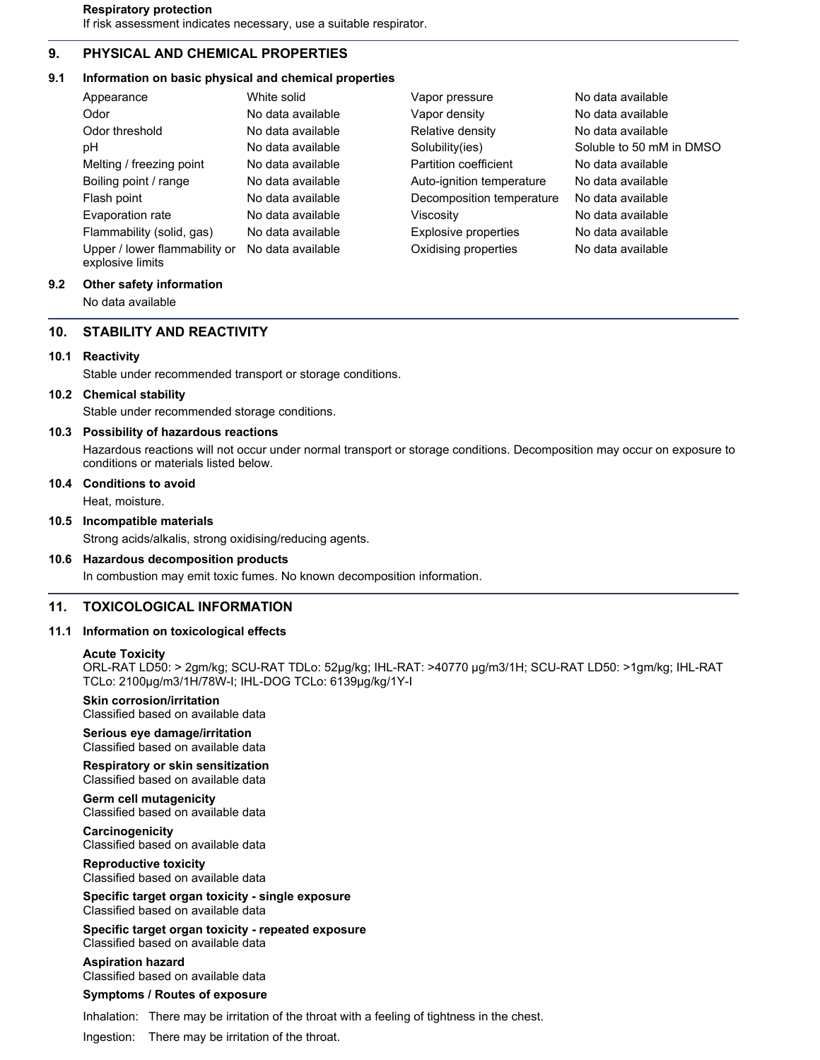**Respiratory protection**
If risk assessment indicates necessary, use a suitable respirator.

## 9. PHYSICAL AND CHEMICAL PROPERTIES

### 9.1 Information on basic physical and chemical properties

| | | | |
|---|---|---|---|
| Appearance | White solid | Vapor pressure | No data available |
| Odor | No data available | Vapor density | No data available |
| Odor threshold | No data available | Relative density | No data available |
| pH | No data available | Solubility(ies) | Soluble to 50 mM in DMSO |
| Melting / freezing point | No data available | Partition coefficient | No data available |
| Boiling point / range | No data available | Auto-ignition temperature | No data available |
| Flash point | No data available | Decomposition temperature | No data available |
| Evaporation rate | No data available | Viscosity | No data available |
| Flammability (solid, gas) | No data available | Explosive properties | No data available |
| Upper / lower flammability or explosive limits | No data available | Oxidising properties | No data available |

### 9.2 Other safety information

No data available

## 10. STABILITY AND REACTIVITY

### 10.1 Reactivity

Stable under recommended transport or storage conditions.

### 10.2 Chemical stability

Stable under recommended storage conditions.

### 10.3 Possibility of hazardous reactions

Hazardous reactions will not occur under normal transport or storage conditions. Decomposition may occur on exposure to conditions or materials listed below.

### 10.4 Conditions to avoid

Heat, moisture.

### 10.5 Incompatible materials

Strong acids/alkalis, strong oxidising/reducing agents.

### 10.6 Hazardous decomposition products

In combustion may emit toxic fumes. No known decomposition information.

## 11. TOXICOLOGICAL INFORMATION

### 11.1 Information on toxicological effects

**Acute Toxicity**
ORL-RAT LD50: > 2gm/kg; SCU-RAT TDLo: 52µg/kg; IHL-RAT: >40770 µg/m3/1H; SCU-RAT LD50: >1gm/kg; IHL-RAT TCLo: 2100µg/m3/1H/78W-I; IHL-DOG TCLo: 6139µg/kg/1Y-I

**Skin corrosion/irritation**
Classified based on available data

**Serious eye damage/irritation**
Classified based on available data

**Respiratory or skin sensitization**
Classified based on available data

**Germ cell mutagenicity**
Classified based on available data

**Carcinogenicity**
Classified based on available data

**Reproductive toxicity**
Classified based on available data

**Specific target organ toxicity - single exposure**
Classified based on available data

**Specific target organ toxicity - repeated exposure**
Classified based on available data

**Aspiration hazard**
Classified based on available data

**Symptoms / Routes of exposure**

Inhalation: There may be irritation of the throat with a feeling of tightness in the chest.

Ingestion: There may be irritation of the throat.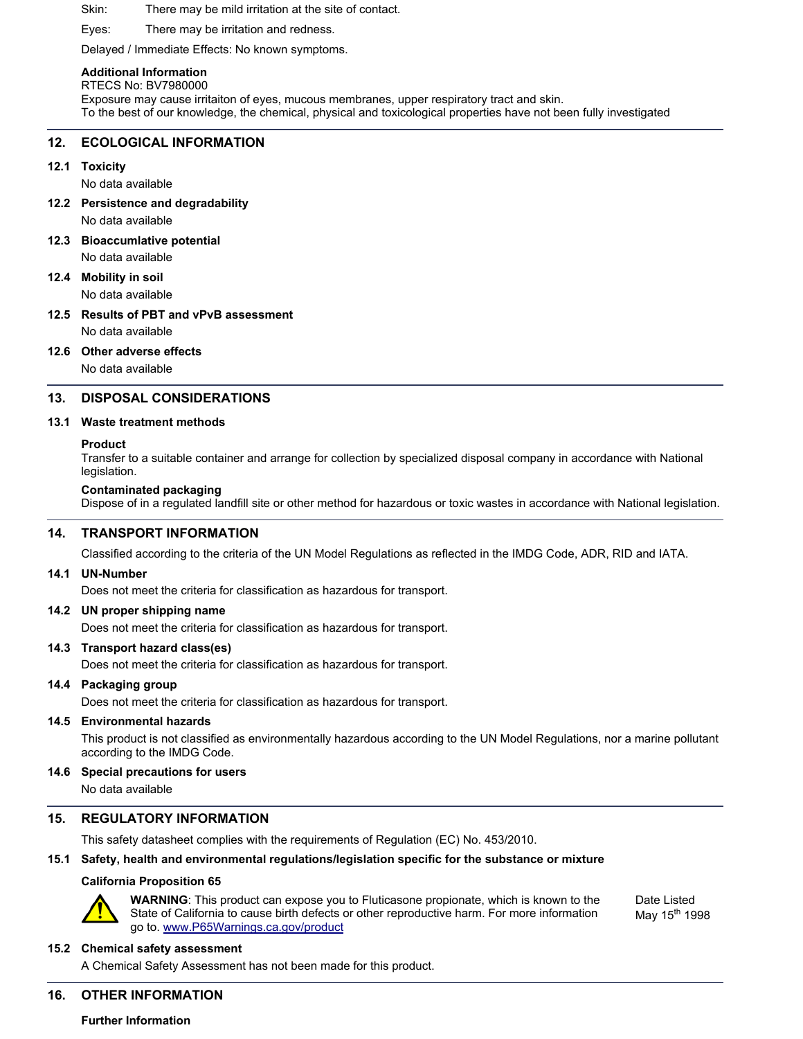Skin: There may be mild irritation at the site of contact.

Eyes: There may be irritation and redness.

Delayed / Immediate Effects: No known symptoms.

**Additional Information**
RTECS No: BV7980000
Exposure may cause irritaiton of eyes, mucous membranes, upper respiratory tract and skin.
To the best of our knowledge, the chemical, physical and toxicological properties have not been fully investigated

## 12. ECOLOGICAL INFORMATION

**12.1 Toxicity**

No data available

**12.2 Persistence and degradability**

No data available

**12.3 Bioaccumlative potential**

No data available

**12.4 Mobility in soil**

No data available

**12.5 Results of PBT and vPvB assessment**

No data available

**12.6 Other adverse effects**

No data available

## 13. DISPOSAL CONSIDERATIONS

**13.1 Waste treatment methods**

**Product**
Transfer to a suitable container and arrange for collection by specialized disposal company in accordance with National legislation.

**Contaminated packaging**
Dispose of in a regulated landfill site or other method for hazardous or toxic wastes in accordance with National legislation.

## 14. TRANSPORT INFORMATION

Classified according to the criteria of the UN Model Regulations as reflected in the IMDG Code, ADR, RID and IATA.

**14.1 UN-Number**

Does not meet the criteria for classification as hazardous for transport.

**14.2 UN proper shipping name**

Does not meet the criteria for classification as hazardous for transport.

**14.3 Transport hazard class(es)**

Does not meet the criteria for classification as hazardous for transport.

**14.4 Packaging group**

Does not meet the criteria for classification as hazardous for transport.

**14.5 Environmental hazards**

This product is not classified as environmentally hazardous according to the UN Model Regulations, nor a marine pollutant according to the IMDG Code.

**14.6 Special precautions for users**

No data available

## 15. REGULATORY INFORMATION

This safety datasheet complies with the requirements of Regulation (EC) No. 453/2010.

**15.1 Safety, health and environmental regulations/legislation specific for the substance or mixture**

**California Proposition 65**

**WARNING**: This product can expose you to Fluticasone propionate, which is known to the State of California to cause birth defects or other reproductive harm. For more information go to. www.P65Warnings.ca.gov/product

Date Listed
May 15th 1998

**15.2 Chemical safety assessment**

A Chemical Safety Assessment has not been made for this product.

## 16. OTHER INFORMATION

**Further Information**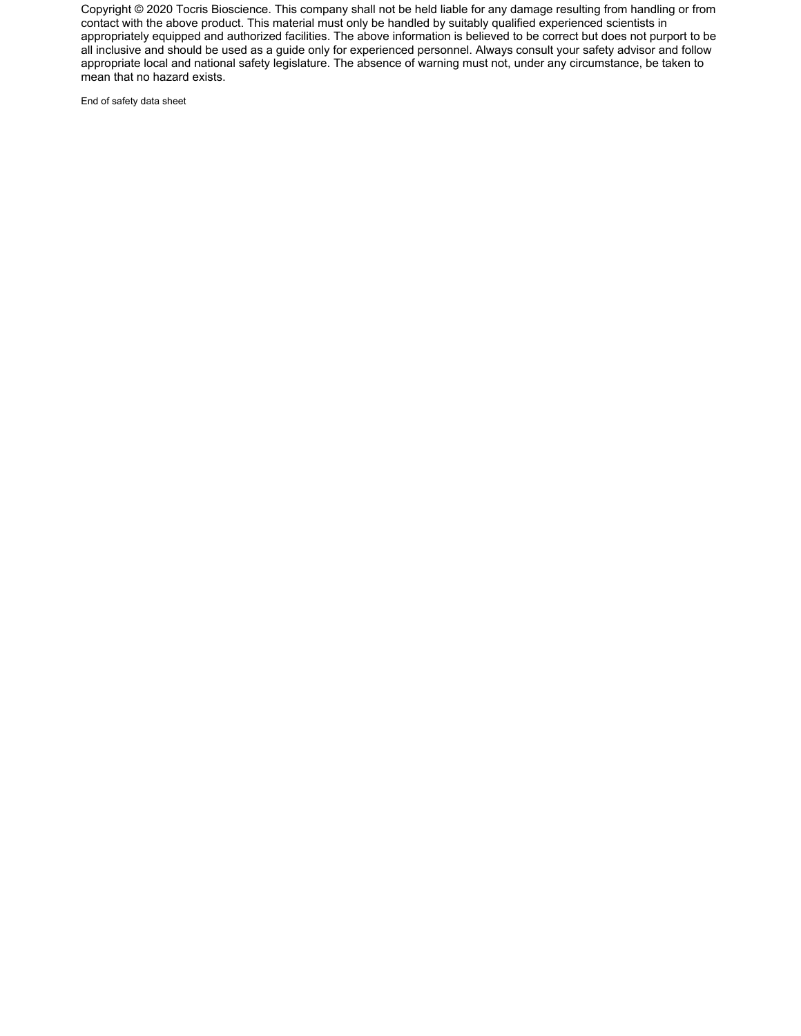Copyright © 2020 Tocris Bioscience. This company shall not be held liable for any damage resulting from handling or from contact with the above product. This material must only be handled by suitably qualified experienced scientists in appropriately equipped and authorized facilities. The above information is believed to be correct but does not purport to be all inclusive and should be used as a guide only for experienced personnel. Always consult your safety advisor and follow appropriate local and national safety legislature. The absence of warning must not, under any circumstance, be taken to mean that no hazard exists.

End of safety data sheet